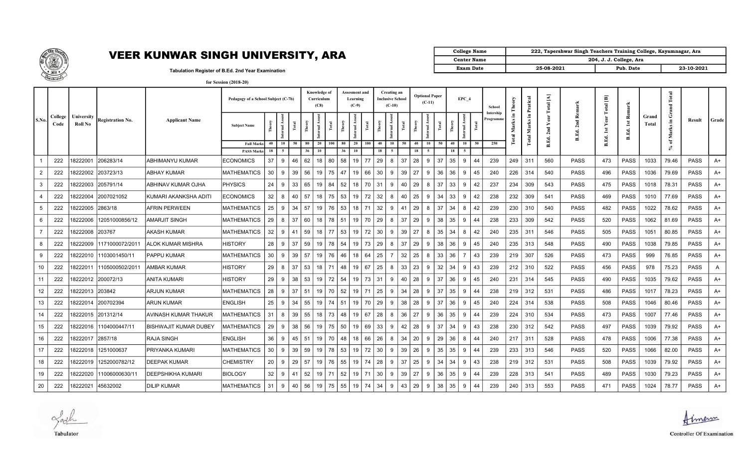# VEER KUNWAR SINGH UNIVERSITY, ARA

Tabulation Register of B.Ed. 2nd Year Examination

for Session (2018-20)

| College Name | 222, Tapershwar Singh Teachers Training College, Kayamnagar, Ara | | |
|---|---|---|---|
| Center Name | 204, J. J. College, Ara | | |
| Exam Date | 25-08-2021 | Pub. Date | 23-10-2021 |

| S.No. | College Code | University Roll No | Registration No. | Applicant Name | Pedagogy of a School Subject (C-7b) | | | | Knowledge of Curriculum (C8) | | | Assesment and Learning (C-9) | | | Creating an Inclusive School (C-10) | | | Optional Paper (C-11) | | | EPC_4 | | | School Intership Programme | Total Marks in Theory | Total Marks in Pratical | B.Ed. 2nd Year Total [A] | B.Ed. 2nd Remark | B.Ed. 1st Year Total [B] | B.Ed. 1st Remark | Grand Total | % of Marks in Grand Total | Result | Grade |
|---|---|---|---|---|---|---|---|---|---|---|---|---|---|---|---|---|---|---|---|---|---|---|---|---|---|---|---|---|---|---|---|---|---|---|
| | | | | | Subject Name | Theory | Internal Assest | Total | Theory | Internal Assest | Total | Theory | Internal Assest | Total | Theory | Internal Assest | Total | Theory | Internal Assest | Total | Theory | Internal Assest | Total | | | | | | | | | | | |
| | | | | | Full Marks | 40 | 10 | 50 | 80 | 20 | 100 | 80 | 20 | 100 | 40 | 10 | 50 | 40 | 10 | 50 | 40 | 10 | 50 | 250 | | | | | | | | | | |
| | | | | | PASS Marks | 18 | 5 | | 36 | 10 | | 36 | 10 | | 18 | 5 | | 18 | 5 | | 18 | 5 | | | | | | | | | | | | |
| 1 | 222 | 18222001 | 206283/14 | ABHIMANYU KUMAR | ECONOMICS | 37 | 9 | 46 | 62 | 18 | 80 | 58 | 19 | 77 | 29 | 8 | 37 | 28 | 9 | 37 | 35 | 9 | 44 | 239 | 249 | 311 | 560 | PASS | 473 | PASS | 1033 | 79.46 | PASS | A+ |
| 2 | 222 | 18222002 | 203723/13 | ABHAY KUMAR | MATHEMATICS | 30 | 9 | 39 | 56 | 19 | 75 | 47 | 19 | 66 | 30 | 9 | 39 | 27 | 9 | 36 | 36 | 9 | 45 | 240 | 226 | 314 | 540 | PASS | 496 | PASS | 1036 | 79.69 | PASS | A+ |
| 3 | 222 | 18222003 | 205791/14 | ABHINAV KUMAR OJHA | PHYSICS | 24 | 9 | 33 | 65 | 19 | 84 | 52 | 18 | 70 | 31 | 9 | 40 | 29 | 8 | 37 | 33 | 9 | 42 | 237 | 234 | 309 | 543 | PASS | 475 | PASS | 1018 | 78.31 | PASS | A+ |
| 4 | 222 | 18222004 | 2007021052 | KUMARI AKANKSHA ADITI | ECONOMICS | 32 | 8 | 40 | 57 | 18 | 75 | 53 | 19 | 72 | 32 | 8 | 40 | 25 | 9 | 34 | 33 | 9 | 42 | 238 | 232 | 309 | 541 | PASS | 469 | PASS | 1010 | 77.69 | PASS | A+ |
| 5 | 222 | 18222005 | 2863/18 | AFRIN PERWEEN | MATHEMATICS | 25 | 9 | 34 | 57 | 19 | 76 | 53 | 18 | 71 | 32 | 9 | 41 | 29 | 8 | 37 | 34 | 8 | 42 | 239 | 230 | 310 | 540 | PASS | 482 | PASS | 1022 | 78.62 | PASS | A+ |
| 6 | 222 | 18222006 | 12051000856/12 | AMARJIT SINGH | MATHEMATICS | 29 | 8 | 37 | 60 | 18 | 78 | 51 | 19 | 70 | 29 | 8 | 37 | 29 | 9 | 38 | 35 | 9 | 44 | 238 | 233 | 309 | 542 | PASS | 520 | PASS | 1062 | 81.69 | PASS | A+ |
| 7 | 222 | 18222008 | 203767 | AKASH KUMAR | MATHEMATICS | 32 | 9 | 41 | 59 | 18 | 77 | 53 | 19 | 72 | 30 | 9 | 39 | 27 | 8 | 35 | 34 | 8 | 42 | 240 | 235 | 311 | 546 | PASS | 505 | PASS | 1051 | 80.85 | PASS | A+ |
| 8 | 222 | 18222009 | 1171000072/2011 | ALOK KUMAR MISHRA | HISTORY | 28 | 9 | 37 | 59 | 19 | 78 | 54 | 19 | 73 | 29 | 8 | 37 | 29 | 9 | 38 | 36 | 9 | 45 | 240 | 235 | 313 | 548 | PASS | 490 | PASS | 1038 | 79.85 | PASS | A+ |
| 9 | 222 | 18222010 | 1103001450/11 | PAPPU KUMAR | MATHEMATICS | 30 | 9 | 39 | 57 | 19 | 76 | 46 | 18 | 64 | 25 | 7 | 32 | 25 | 8 | 33 | 36 | 7 | 43 | 239 | 219 | 307 | 526 | PASS | 473 | PASS | 999 | 76.85 | PASS | A+ |
| 10 | 222 | 18222011 | 1105000502/2011 | AMBAR KUMAR | HISTORY | 29 | 8 | 37 | 53 | 18 | 71 | 48 | 19 | 67 | 25 | 8 | 33 | 23 | 9 | 32 | 34 | 9 | 43 | 239 | 212 | 310 | 522 | PASS | 456 | PASS | 978 | 75.23 | PASS | A |
| 11 | 222 | 18222012 | 200072/13 | ANITA KUMARI | HISTORY | 29 | 9 | 38 | 53 | 19 | 72 | 54 | 19 | 73 | 31 | 9 | 40 | 28 | 9 | 37 | 36 | 9 | 45 | 240 | 231 | 314 | 545 | PASS | 490 | PASS | 1035 | 79.62 | PASS | A+ |
| 12 | 222 | 18222013 | 203842 | ARJUN KUMAR | MATHEMATICS | 28 | 9 | 37 | 51 | 19 | 70 | 52 | 19 | 71 | 25 | 9 | 34 | 28 | 9 | 37 | 35 | 9 | 44 | 238 | 219 | 312 | 531 | PASS | 486 | PASS | 1017 | 78.23 | PASS | A+ |
| 13 | 222 | 18222014 | 200702394 | ARUN KUMAR | ENGLISH | 25 | 9 | 34 | 55 | 19 | 74 | 51 | 19 | 70 | 29 | 9 | 38 | 28 | 9 | 37 | 36 | 9 | 45 | 240 | 224 | 314 | 538 | PASS | 508 | PASS | 1046 | 80.46 | PASS | A+ |
| 14 | 222 | 18222015 | 201312/14 | AVINASH KUMAR THAKUR | MATHEMATICS | 31 | 8 | 39 | 55 | 18 | 73 | 48 | 19 | 67 | 28 | 8 | 36 | 27 | 9 | 36 | 35 | 9 | 44 | 239 | 224 | 310 | 534 | PASS | 473 | PASS | 1007 | 77.46 | PASS | A+ |
| 15 | 222 | 18222016 | 1104000447/11 | BISHWAJIT KUMAR DUBEY | MATHEMATICS | 29 | 9 | 38 | 56 | 19 | 75 | 50 | 19 | 69 | 33 | 9 | 42 | 28 | 9 | 37 | 34 | 9 | 43 | 238 | 230 | 312 | 542 | PASS | 497 | PASS | 1039 | 79.92 | PASS | A+ |
| 16 | 222 | 18222017 | 2857/18 | RAJA SINGH | ENGLISH | 36 | 9 | 45 | 51 | 19 | 70 | 48 | 18 | 66 | 26 | 8 | 34 | 20 | 9 | 29 | 36 | 8 | 44 | 240 | 217 | 311 | 528 | PASS | 478 | PASS | 1006 | 77.38 | PASS | A+ |
| 17 | 222 | 18222018 | 1251000637 | PRIYANKA KUMARI | MATHEMATICS | 30 | 9 | 39 | 59 | 19 | 78 | 53 | 19 | 72 | 30 | 9 | 39 | 26 | 9 | 35 | 35 | 9 | 44 | 239 | 233 | 313 | 546 | PASS | 520 | PASS | 1066 | 82.00 | PASS | A+ |
| 18 | 222 | 18222019 | 1252000782/12 | DEEPAK KUMAR | CHEMISTRY | 20 | 9 | 29 | 57 | 19 | 76 | 55 | 19 | 74 | 28 | 9 | 37 | 25 | 9 | 34 | 34 | 9 | 43 | 238 | 219 | 312 | 531 | PASS | 508 | PASS | 1039 | 79.92 | PASS | A+ |
| 19 | 222 | 18222020 | 11006000630/11 | DEEPSHIKHA KUMARI | BIOLOGY | 32 | 9 | 41 | 52 | 19 | 71 | 52 | 19 | 71 | 30 | 9 | 39 | 27 | 9 | 36 | 35 | 9 | 44 | 239 | 228 | 313 | 541 | PASS | 489 | PASS | 1030 | 79.23 | PASS | A+ |
| 20 | 222 | 18222021 | 45632002 | DILIP KUMAR | MATHEMATICS | 31 | 9 | 40 | 56 | 19 | 75 | 55 | 19 | 74 | 34 | 9 | 43 | 29 | 9 | 38 | 35 | 9 | 44 | 239 | 240 | 313 | 553 | PASS | 471 | PASS | 1024 | 78.77 | PASS | A+ |

Tabulator

Controller Of Examination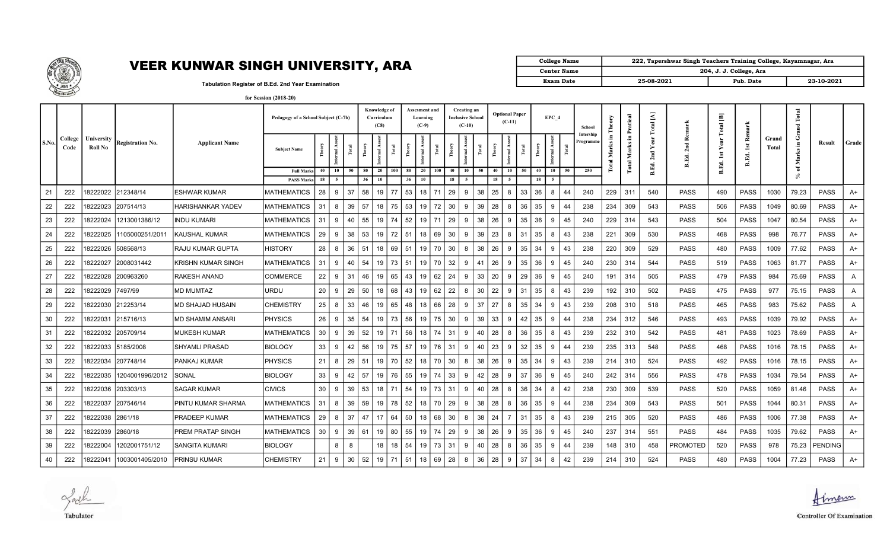# VEER KUNWAR SINGH UNIVERSITY, ARA

Tabulation Register of B.Ed. 2nd Year Examination

for Session (2018-20)

| College Name | 222, Tapershwar Singh Teachers Training College, Kayamnagar, Ara | | |
|---|---|---|---|
| Center Name | 204, J. J. College, Ara | | |
| Exam Date | 25-08-2021 | Pub. Date | 23-10-2021 |

| S.No. | College Code | University Roll No | Registration No. | Applicant Name | Pedagogy of a School Subject (C-7b) Subject Name | Theory | Internal Assest | Total | Knowledge of Curriculum (C8) Theory | Internal Assest | Total | Assesment and Learning (C-9) Theory | Internal Assest | Total | Creating an Inclusive School (C-10) Theory | Internal Assest | Total | Optional Paper (C-11) Theory | Internal Assest | Total | EPC_4 Theory | Internal Assest | Total | School Intership Programme | Total Marks in Theory | Total Marks in Pratical | B.Ed. 2nd Year Total [A] | B.Ed. 2nd Remark | B.Ed. 1st Year Total [B] | B.Ed. 1st Remark | Grand Total | % of Marks in Grand Total | Result | Grade |
|---|---|---|---|---|---|---|---|---|---|---|---|---|---|---|---|---|---|---|---|---|---|---|---|---|---|---|---|---|---|---|---|---|---|---|
| | | | | | Full Marks | 40 | 10 | 50 | 80 | 20 | 100 | 80 | 20 | 100 | 40 | 10 | 50 | 40 | 10 | 50 | 40 | 10 | 50 | 250 | | | | | | | | | | |
| | | | | | PASS Marks | 18 | 5 | | 36 | 10 | | 36 | 10 | | 18 | 5 | | 18 | 5 | | 18 | 5 | | | | | | | | | | | | |
| 21 | 222 | 18222022 | 212348/14 | ESHWAR KUMAR | MATHEMATICS | 28 | 9 | 37 | 58 | 19 | 77 | 53 | 18 | 71 | 29 | 9 | 38 | 25 | 8 | 33 | 36 | 8 | 44 | 240 | 229 | 311 | 540 | PASS | 490 | PASS | 1030 | 79.23 | PASS | A+ |
| 22 | 222 | 18222023 | 207514/13 | HARISHANKAR YADEV | MATHEMATICS | 31 | 8 | 39 | 57 | 18 | 75 | 53 | 19 | 72 | 30 | 9 | 39 | 28 | 8 | 36 | 35 | 9 | 44 | 238 | 234 | 309 | 543 | PASS | 506 | PASS | 1049 | 80.69 | PASS | A+ |
| 23 | 222 | 18222024 | 1213001386/12 | INDU KUMARI | MATHEMATICS | 31 | 9 | 40 | 55 | 19 | 74 | 52 | 19 | 71 | 29 | 9 | 38 | 26 | 9 | 35 | 36 | 9 | 45 | 240 | 229 | 314 | 543 | PASS | 504 | PASS | 1047 | 80.54 | PASS | A+ |
| 24 | 222 | 18222025 | 1105000251/2011 | KAUSHAL KUMAR | MATHEMATICS | 29 | 9 | 38 | 53 | 19 | 72 | 51 | 18 | 69 | 30 | 9 | 39 | 23 | 8 | 31 | 35 | 8 | 43 | 238 | 221 | 309 | 530 | PASS | 468 | PASS | 998 | 76.77 | PASS | A+ |
| 25 | 222 | 18222026 | 508568/13 | RAJU KUMAR GUPTA | HISTORY | 28 | 8 | 36 | 51 | 18 | 69 | 51 | 19 | 70 | 30 | 8 | 38 | 26 | 9 | 35 | 34 | 9 | 43 | 238 | 220 | 309 | 529 | PASS | 480 | PASS | 1009 | 77.62 | PASS | A+ |
| 26 | 222 | 18222027 | 2008031442 | KRISHN KUMAR SINGH | MATHEMATICS | 31 | 9 | 40 | 54 | 19 | 73 | 51 | 19 | 70 | 32 | 9 | 41 | 26 | 9 | 35 | 36 | 9 | 45 | 240 | 230 | 314 | 544 | PASS | 519 | PASS | 1063 | 81.77 | PASS | A+ |
| 27 | 222 | 18222028 | 200963260 | RAKESH ANAND | COMMERCE | 22 | 9 | 31 | 46 | 19 | 65 | 43 | 19 | 62 | 24 | 9 | 33 | 20 | 9 | 29 | 36 | 9 | 45 | 240 | 191 | 314 | 505 | PASS | 479 | PASS | 984 | 75.69 | PASS | A |
| 28 | 222 | 18222029 | 7497/99 | MD MUMTAZ | URDU | 20 | 9 | 29 | 50 | 18 | 68 | 43 | 19 | 62 | 22 | 8 | 30 | 22 | 9 | 31 | 35 | 8 | 43 | 239 | 192 | 310 | 502 | PASS | 475 | PASS | 977 | 75.15 | PASS | A |
| 29 | 222 | 18222030 | 212253/14 | MD SHAJAD HUSAIN | CHEMISTRY | 25 | 8 | 33 | 46 | 19 | 65 | 48 | 18 | 66 | 28 | 9 | 37 | 27 | 8 | 35 | 34 | 9 | 43 | 239 | 208 | 310 | 518 | PASS | 465 | PASS | 983 | 75.62 | PASS | A |
| 30 | 222 | 18222031 | 215716/13 | MD SHAMIM ANSARI | PHYSICS | 26 | 9 | 35 | 54 | 19 | 73 | 56 | 19 | 75 | 30 | 9 | 39 | 33 | 9 | 42 | 35 | 9 | 44 | 238 | 234 | 312 | 546 | PASS | 493 | PASS | 1039 | 79.92 | PASS | A+ |
| 31 | 222 | 18222032 | 205709/14 | MUKESH KUMAR | MATHEMATICS | 30 | 9 | 39 | 52 | 19 | 71 | 56 | 18 | 74 | 31 | 9 | 40 | 28 | 8 | 36 | 35 | 8 | 43 | 239 | 232 | 310 | 542 | PASS | 481 | PASS | 1023 | 78.69 | PASS | A+ |
| 32 | 222 | 18222033 | 5185/2008 | SHYAMLI PRASAD | BIOLOGY | 33 | 9 | 42 | 56 | 19 | 75 | 57 | 19 | 76 | 31 | 9 | 40 | 23 | 9 | 32 | 35 | 9 | 44 | 239 | 235 | 313 | 548 | PASS | 468 | PASS | 1016 | 78.15 | PASS | A+ |
| 33 | 222 | 18222034 | 207748/14 | PANKAJ KUMAR | PHYSICS | 21 | 8 | 29 | 51 | 19 | 70 | 52 | 18 | 70 | 30 | 8 | 38 | 26 | 9 | 35 | 34 | 9 | 43 | 239 | 214 | 310 | 524 | PASS | 492 | PASS | 1016 | 78.15 | PASS | A+ |
| 34 | 222 | 18222035 | 1204001996/2012 | SONAL | BIOLOGY | 33 | 9 | 42 | 57 | 19 | 76 | 55 | 19 | 74 | 33 | 9 | 42 | 28 | 9 | 37 | 36 | 9 | 45 | 240 | 242 | 314 | 556 | PASS | 478 | PASS | 1034 | 79.54 | PASS | A+ |
| 35 | 222 | 18222036 | 203303/13 | SAGAR KUMAR | CIVICS | 30 | 9 | 39 | 53 | 18 | 71 | 54 | 19 | 73 | 31 | 9 | 40 | 28 | 8 | 36 | 34 | 8 | 42 | 238 | 230 | 309 | 539 | PASS | 520 | PASS | 1059 | 81.46 | PASS | A+ |
| 36 | 222 | 18222037 | 207546/14 | PINTU KUMAR SHARMA | MATHEMATICS | 31 | 8 | 39 | 59 | 19 | 78 | 52 | 18 | 70 | 29 | 9 | 38 | 28 | 8 | 36 | 35 | 9 | 44 | 238 | 234 | 309 | 543 | PASS | 501 | PASS | 1044 | 80.31 | PASS | A+ |
| 37 | 222 | 18222038 | 2861/18 | PRADEEP KUMAR | MATHEMATICS | 29 | 8 | 37 | 47 | 17 | 64 | 50 | 18 | 68 | 30 | 8 | 38 | 24 | 7 | 31 | 35 | 8 | 43 | 239 | 215 | 305 | 520 | PASS | 486 | PASS | 1006 | 77.38 | PASS | A+ |
| 38 | 222 | 18222039 | 2860/18 | PREM PRATAP SINGH | MATHEMATICS | 30 | 9 | 39 | 61 | 19 | 80 | 55 | 19 | 74 | 29 | 9 | 38 | 26 | 9 | 35 | 36 | 9 | 45 | 240 | 237 | 314 | 551 | PASS | 484 | PASS | 1035 | 79.62 | PASS | A+ |
| 39 | 222 | 18222004 | 1202001751/12 | SANGITA KUMARI | BIOLOGY | | 8 | 8 | | 18 | 18 | 54 | 19 | 73 | 31 | 9 | 40 | 28 | 8 | 36 | 35 | 9 | 44 | 239 | 148 | 310 | 458 | PROMOTED | 520 | PASS | 978 | 75.23 | PENDING | |
| 40 | 222 | 18222041 | 1003001405/2010 | PRINSU KUMAR | CHEMISTRY | 21 | 9 | 30 | 52 | 19 | 71 | 51 | 18 | 69 | 28 | 8 | 36 | 28 | 9 | 37 | 34 | 8 | 42 | 239 | 214 | 310 | 524 | PASS | 480 | PASS | 1004 | 77.23 | PASS | A+ |

Tabulator

Controller Of Examination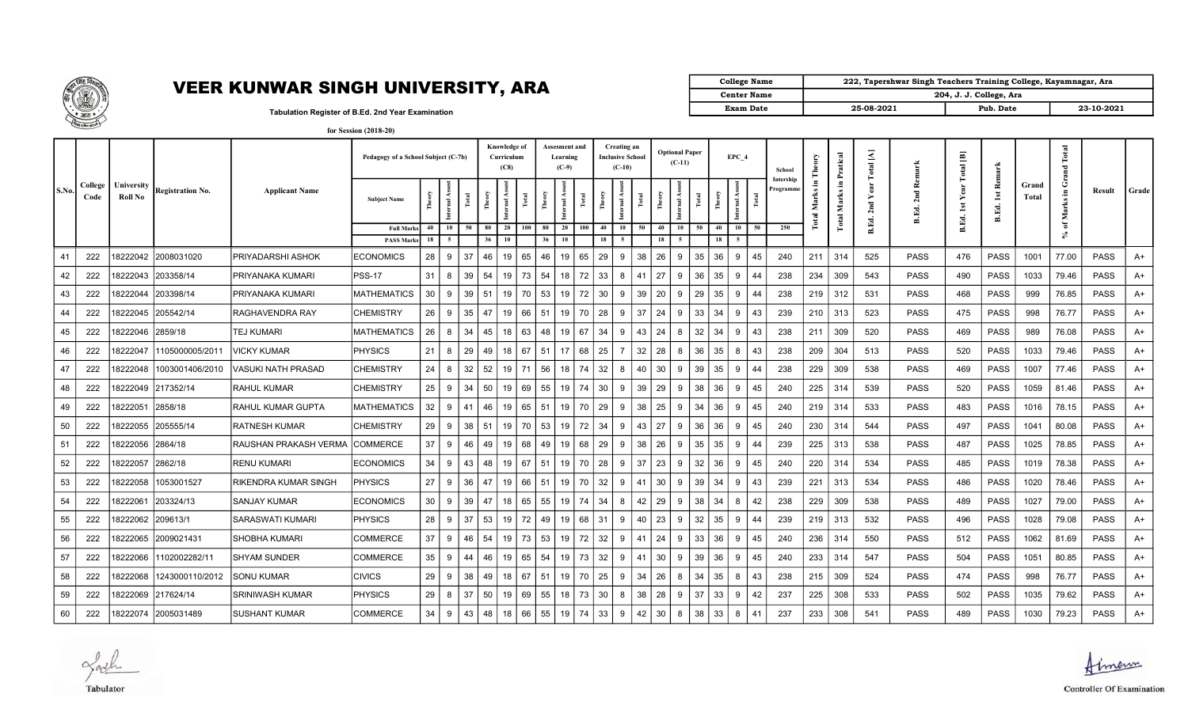# VEER KUNWAR SINGH UNIVERSITY, ARA

Tabulation Register of B.Ed. 2nd Year Examination

for Session (2018-20)

| College Name | 222, Tapershwar Singh Teachers Training College, Kayamnagar, Ara | | |
|---|---|---|---|
| Center Name | 204, J. J. College, Ara | | |
| Exam Date | 25-08-2021 | Pub. Date | 23-10-2021 |

| S.No. | College Code | University Roll No | Registration No. | Applicant Name | Pedagogy of a School Subject (C-7b) Subject Name | Theory | Internal Assest | Total | Knowledge of Curriculum (C8) Theory | Internal Assest | Total | Assesment and Learning (C-9) Theory | Internal Assest | Total | Creating an Inclusive School (C-10) Theory | Internal Assest | Total | Optional Paper (C-11) Theory | Internal Assest | Total | EPC_4 Theory | Internal Assest | Total | School Intership Programme | Total Marks in Theory | Total Marks in Pratical | B.Ed. 2nd Year Total [A] | B.Ed. 2nd Remark | B.Ed. 1st Year Total [B] | B.Ed. 1st Remark | Grand Total | % of Marks in Grand Total | Result | Grade |
|---|---|---|---|---|---|---|---|---|---|---|---|---|---|---|---|---|---|---|---|---|---|---|---|---|---|---|---|---|---|---|---|---|---|---|
| | | | | | Full Marks | 40 | 10 | 50 | 80 | 20 | 100 | 80 | 20 | 100 | 40 | 10 | 50 | 40 | 10 | 50 | 40 | 10 | 50 | 250 | | | | | | | | | | |
| | | | | | PASS Marks | 18 | 5 | | 36 | 10 | | 36 | 10 | | 18 | 5 | | 18 | 5 | | 18 | 5 | | | | | | | | | | | | |
| 41 | 222 | 18222042 | 2008031020 | PRIYADARSHI ASHOK | ECONOMICS | 28 | 9 | 37 | 46 | 19 | 65 | 46 | 19 | 65 | 29 | 9 | 38 | 26 | 9 | 35 | 36 | 9 | 45 | 240 | 211 | 314 | 525 | PASS | 476 | PASS | 1001 | 77.00 | PASS | A+ |
| 42 | 222 | 18222043 | 203358/14 | PRIYANAKA KUMARI | PSS-17 | 31 | 8 | 39 | 54 | 19 | 73 | 54 | 18 | 72 | 33 | 8 | 41 | 27 | 9 | 36 | 35 | 9 | 44 | 238 | 234 | 309 | 543 | PASS | 490 | PASS | 1033 | 79.46 | PASS | A+ |
| 43 | 222 | 18222044 | 203398/14 | PRIYANAKA KUMARI | MATHEMATICS | 30 | 9 | 39 | 51 | 19 | 70 | 53 | 19 | 72 | 30 | 9 | 39 | 20 | 9 | 29 | 35 | 9 | 44 | 238 | 219 | 312 | 531 | PASS | 468 | PASS | 999 | 76.85 | PASS | A+ |
| 44 | 222 | 18222045 | 205542/14 | RAGHAVENDRA RAY | CHEMISTRY | 26 | 9 | 35 | 47 | 19 | 66 | 51 | 19 | 70 | 28 | 9 | 37 | 24 | 9 | 33 | 34 | 9 | 43 | 239 | 210 | 313 | 523 | PASS | 475 | PASS | 998 | 76.77 | PASS | A+ |
| 45 | 222 | 18222046 | 2859/18 | TEJ KUMARI | MATHEMATICS | 26 | 8 | 34 | 45 | 18 | 63 | 48 | 19 | 67 | 34 | 9 | 43 | 24 | 8 | 32 | 34 | 9 | 43 | 238 | 211 | 309 | 520 | PASS | 469 | PASS | 989 | 76.08 | PASS | A+ |
| 46 | 222 | 18222047 | 1105000005/2011 | VICKY KUMAR | PHYSICS | 21 | 8 | 29 | 49 | 18 | 67 | 51 | 17 | 68 | 25 | 7 | 32 | 28 | 8 | 36 | 35 | 8 | 43 | 238 | 209 | 304 | 513 | PASS | 520 | PASS | 1033 | 79.46 | PASS | A+ |
| 47 | 222 | 18222048 | 1003001406/2010 | VASUKI NATH PRASAD | CHEMISTRY | 24 | 8 | 32 | 52 | 19 | 71 | 56 | 18 | 74 | 32 | 8 | 40 | 30 | 9 | 39 | 35 | 9 | 44 | 238 | 229 | 309 | 538 | PASS | 469 | PASS | 1007 | 77.46 | PASS | A+ |
| 48 | 222 | 18222049 | 217352/14 | RAHUL KUMAR | CHEMISTRY | 25 | 9 | 34 | 50 | 19 | 69 | 55 | 19 | 74 | 30 | 9 | 39 | 29 | 9 | 38 | 36 | 9 | 45 | 240 | 225 | 314 | 539 | PASS | 520 | PASS | 1059 | 81.46 | PASS | A+ |
| 49 | 222 | 18222051 | 2858/18 | RAHUL KUMAR GUPTA | MATHEMATICS | 32 | 9 | 41 | 46 | 19 | 65 | 51 | 19 | 70 | 29 | 9 | 38 | 25 | 9 | 34 | 36 | 9 | 45 | 240 | 219 | 314 | 533 | PASS | 483 | PASS | 1016 | 78.15 | PASS | A+ |
| 50 | 222 | 18222055 | 205555/14 | RATNESH KUMAR | CHEMISTRY | 29 | 9 | 38 | 51 | 19 | 70 | 53 | 19 | 72 | 34 | 9 | 43 | 27 | 9 | 36 | 36 | 9 | 45 | 240 | 230 | 314 | 544 | PASS | 497 | PASS | 1041 | 80.08 | PASS | A+ |
| 51 | 222 | 18222056 | 2864/18 | RAUSHAN PRAKASH VERMA | COMMERCE | 37 | 9 | 46 | 49 | 19 | 68 | 49 | 19 | 68 | 29 | 9 | 38 | 26 | 9 | 35 | 35 | 9 | 44 | 239 | 225 | 313 | 538 | PASS | 487 | PASS | 1025 | 78.85 | PASS | A+ |
| 52 | 222 | 18222057 | 2862/18 | RENU KUMARI | ECONOMICS | 34 | 9 | 43 | 48 | 19 | 67 | 51 | 19 | 70 | 28 | 9 | 37 | 23 | 9 | 32 | 36 | 9 | 45 | 240 | 220 | 314 | 534 | PASS | 485 | PASS | 1019 | 78.38 | PASS | A+ |
| 53 | 222 | 18222058 | 1053001527 | RIKENDRA KUMAR SINGH | PHYSICS | 27 | 9 | 36 | 47 | 19 | 66 | 51 | 19 | 70 | 32 | 9 | 41 | 30 | 9 | 39 | 34 | 9 | 43 | 239 | 221 | 313 | 534 | PASS | 486 | PASS | 1020 | 78.46 | PASS | A+ |
| 54 | 222 | 18222061 | 203324/13 | SANJAY KUMAR | ECONOMICS | 30 | 9 | 39 | 47 | 18 | 65 | 55 | 19 | 74 | 34 | 8 | 42 | 29 | 9 | 38 | 34 | 8 | 42 | 238 | 229 | 309 | 538 | PASS | 489 | PASS | 1027 | 79.00 | PASS | A+ |
| 55 | 222 | 18222062 | 209613/1 | SARASWATI KUMARI | PHYSICS | 28 | 9 | 37 | 53 | 19 | 72 | 49 | 19 | 68 | 31 | 9 | 40 | 23 | 9 | 32 | 35 | 9 | 44 | 239 | 219 | 313 | 532 | PASS | 496 | PASS | 1028 | 79.08 | PASS | A+ |
| 56 | 222 | 18222065 | 2009021431 | SHOBHA KUMARI | COMMERCE | 37 | 9 | 46 | 54 | 19 | 73 | 53 | 19 | 72 | 32 | 9 | 41 | 24 | 9 | 33 | 36 | 9 | 45 | 240 | 236 | 314 | 550 | PASS | 512 | PASS | 1062 | 81.69 | PASS | A+ |
| 57 | 222 | 18222066 | 1102002282/11 | SHYAM SUNDER | COMMERCE | 35 | 9 | 44 | 46 | 19 | 65 | 54 | 19 | 73 | 32 | 9 | 41 | 30 | 9 | 39 | 36 | 9 | 45 | 240 | 233 | 314 | 547 | PASS | 504 | PASS | 1051 | 80.85 | PASS | A+ |
| 58 | 222 | 18222068 | 1243000110/2012 | SONU KUMAR | CIVICS | 29 | 9 | 38 | 49 | 18 | 67 | 51 | 19 | 70 | 25 | 9 | 34 | 26 | 8 | 34 | 35 | 8 | 43 | 238 | 215 | 309 | 524 | PASS | 474 | PASS | 998 | 76.77 | PASS | A+ |
| 59 | 222 | 18222069 | 217624/14 | SRINIWASH KUMAR | PHYSICS | 29 | 8 | 37 | 50 | 19 | 69 | 55 | 18 | 73 | 30 | 8 | 38 | 28 | 9 | 37 | 33 | 9 | 42 | 237 | 225 | 308 | 533 | PASS | 502 | PASS | 1035 | 79.62 | PASS | A+ |
| 60 | 222 | 18222074 | 2005031489 | SUSHANT KUMAR | COMMERCE | 34 | 9 | 43 | 48 | 18 | 66 | 55 | 19 | 74 | 33 | 9 | 42 | 30 | 8 | 38 | 33 | 8 | 41 | 237 | 233 | 308 | 541 | PASS | 489 | PASS | 1030 | 79.23 | PASS | A+ |

Tabulator

Controller Of Examination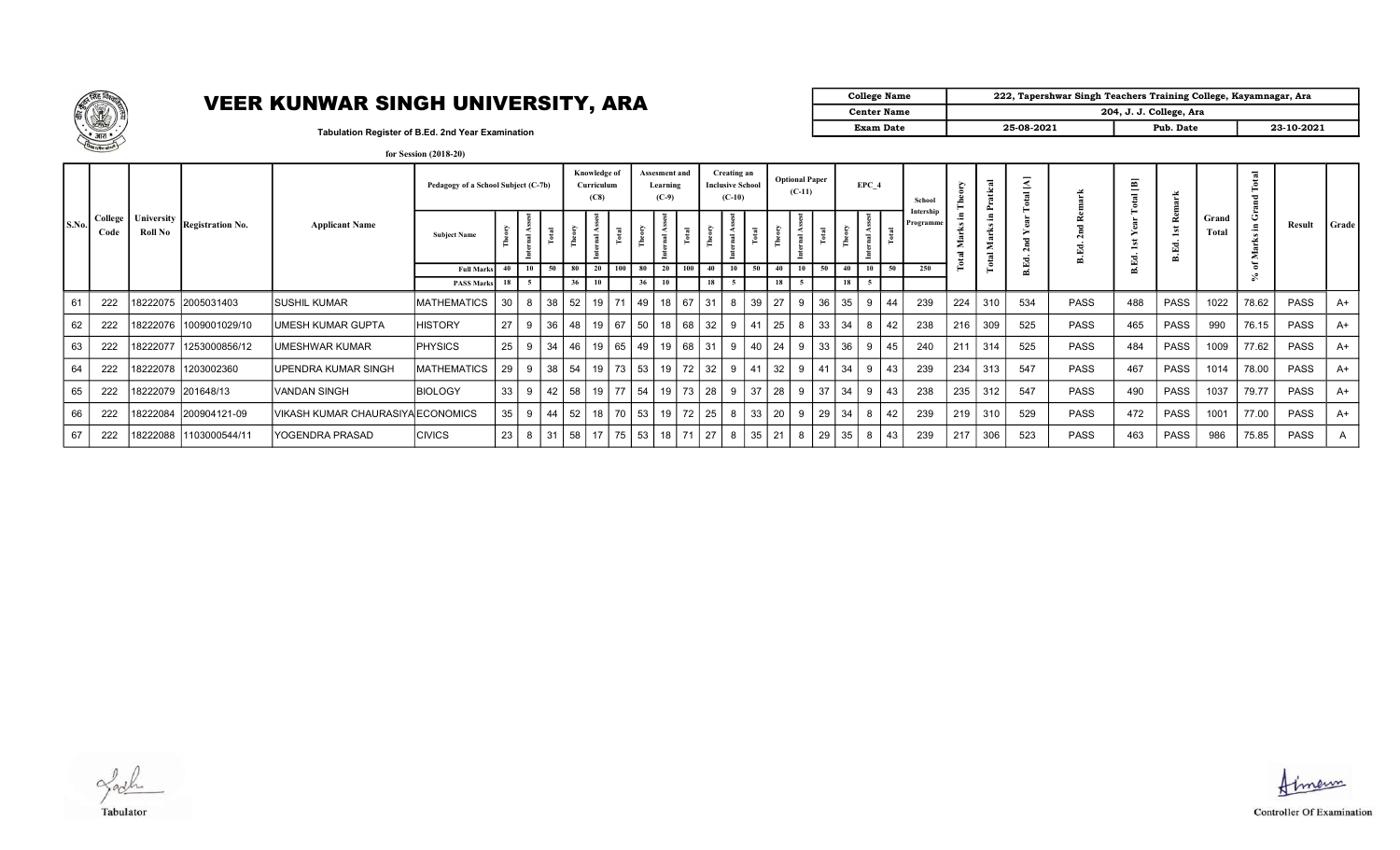# VEER KUNWAR SINGH UNIVERSITY, ARA

Tabulation Register of B.Ed. 2nd Year Examination

for Session (2018-20)

| College Name | 222, Tapershwar Singh Teachers Training College, Kayamnagar, Ara | | |
|---|---|---|---|
| Center Name | 204, J. J. College, Ara | | |
| Exam Date | 25-08-2021 | Pub. Date | 23-10-2021 |

| S.No. | College Code | University Roll No | Registration No. | Applicant Name | Pedagogy of a School Subject (C-7b) Subject Name | Theory | Internal Assest | Total | Knowledge of Curriculum (C8) Theory | Internal Assest | Total | Assesment and Learning (C-9) Theory | Internal Assest | Total | Creating an Inclusive School (C-10) Theory | Internal Assest | Total | Optional Paper (C-11) Theory | Internal Assest | Total | EPC_4 Theory | Internal Assest | Total | School Intership Programme | Total Marks in Theory | Total Marks in Pratical | B.Ed. 2nd Year Total [A] | B.Ed. 2nd Remark | B.Ed. 1st Year Total [B] | B.Ed. 1st Remark | Grand Total | % of Marks in Grand Total | Result | Grade |
|---|---|---|---|---|---|---|---|---|---|---|---|---|---|---|---|---|---|---|---|---|---|---|---|---|---|---|---|---|---|---|---|---|---|---|
| | | | | | Full Marks | 40 | 10 | 50 | 80 | 20 | 100 | 80 | 20 | 100 | 40 | 10 | 50 | 40 | 10 | 50 | 40 | 10 | 50 | 250 | | | | | | | | | | |
| | | | | | PASS Marks | 18 | 5 | | 36 | 10 | | 36 | 10 | | 18 | 5 | | 18 | 5 | | 18 | 5 | | | | | | | | | | | | |
| 61 | 222 | 18222075 | 2005031403 | SUSHIL KUMAR | MATHEMATICS | 30 | 8 | 38 | 52 | 19 | 71 | 49 | 18 | 67 | 31 | 8 | 39 | 27 | 9 | 36 | 35 | 9 | 44 | 239 | 224 | 310 | 534 | PASS | 488 | PASS | 1022 | 78.62 | PASS | A+ |
| 62 | 222 | 18222076 | 1009001029/10 | UMESH KUMAR GUPTA | HISTORY | 27 | 9 | 36 | 48 | 19 | 67 | 50 | 18 | 68 | 32 | 9 | 41 | 25 | 8 | 33 | 34 | 8 | 42 | 238 | 216 | 309 | 525 | PASS | 465 | PASS | 990 | 76.15 | PASS | A+ |
| 63 | 222 | 18222077 | 1253000856/12 | UMESHWAR KUMAR | PHYSICS | 25 | 9 | 34 | 46 | 19 | 65 | 49 | 19 | 68 | 31 | 9 | 40 | 24 | 9 | 33 | 36 | 9 | 45 | 240 | 211 | 314 | 525 | PASS | 484 | PASS | 1009 | 77.62 | PASS | A+ |
| 64 | 222 | 18222078 | 1203002360 | UPENDRA KUMAR SINGH | MATHEMATICS | 29 | 9 | 38 | 54 | 19 | 73 | 53 | 19 | 72 | 32 | 9 | 41 | 32 | 9 | 41 | 34 | 9 | 43 | 239 | 234 | 313 | 547 | PASS | 467 | PASS | 1014 | 78.00 | PASS | A+ |
| 65 | 222 | 18222079 | 201648/13 | VANDAN SINGH | BIOLOGY | 33 | 9 | 42 | 58 | 19 | 77 | 54 | 19 | 73 | 28 | 9 | 37 | 28 | 9 | 37 | 34 | 9 | 43 | 238 | 235 | 312 | 547 | PASS | 490 | PASS | 1037 | 79.77 | PASS | A+ |
| 66 | 222 | 18222084 | 200904121-09 | VIKASH KUMAR CHAURASIYA | ECONOMICS | 35 | 9 | 44 | 52 | 18 | 70 | 53 | 19 | 72 | 25 | 8 | 33 | 20 | 9 | 29 | 34 | 8 | 42 | 239 | 219 | 310 | 529 | PASS | 472 | PASS | 1001 | 77.00 | PASS | A+ |
| 67 | 222 | 18222088 | 1103000544/11 | YOGENDRA PRASAD | CIVICS | 23 | 8 | 31 | 58 | 17 | 75 | 53 | 18 | 71 | 27 | 8 | 35 | 21 | 8 | 29 | 35 | 8 | 43 | 239 | 217 | 306 | 523 | PASS | 463 | PASS | 986 | 75.85 | PASS | A |

Tabulator

Controller Of Examination